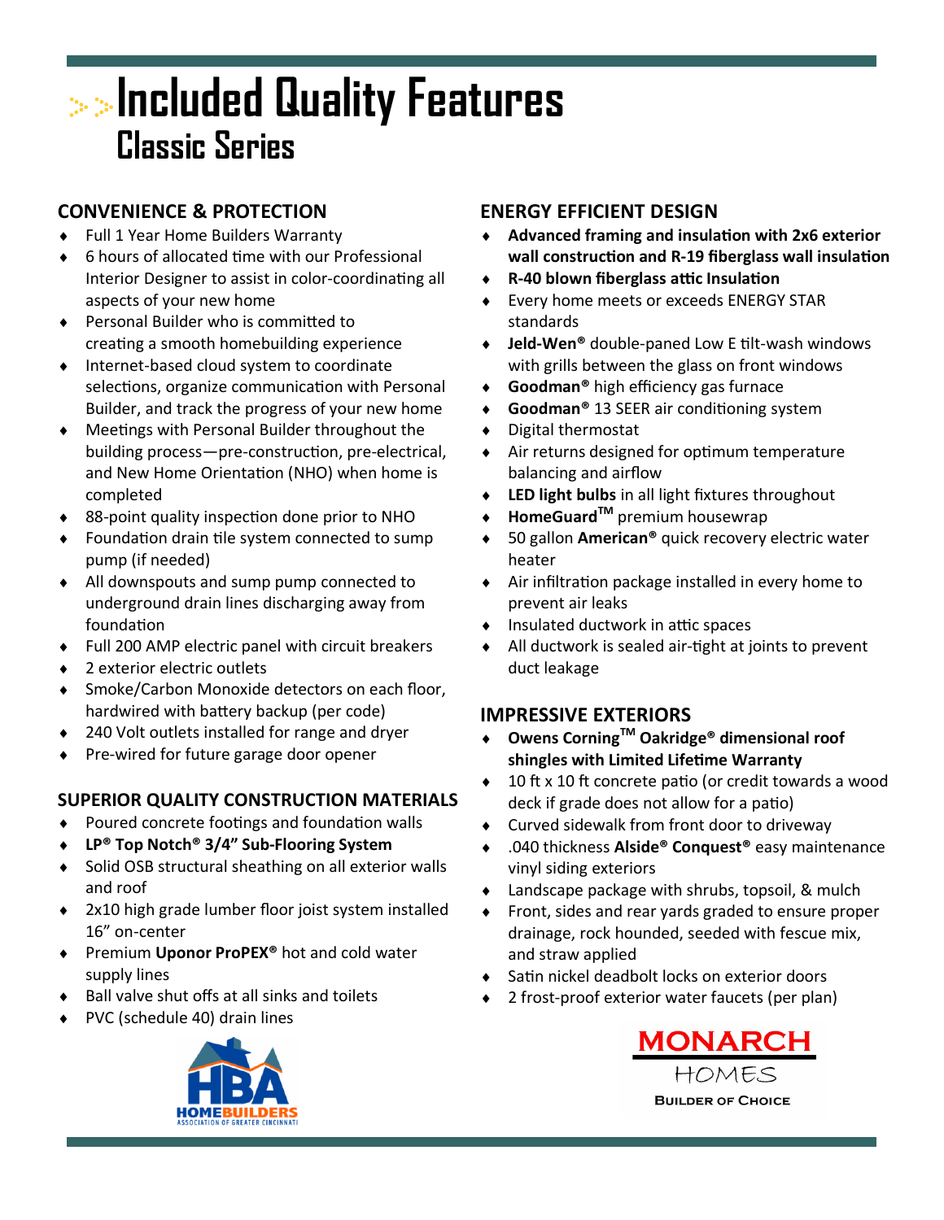# Included Quality Features

## Classic Series

### CONVENIENCE & PROTECTION

- Full 1 Year Home Builders Warranty
- 6 hours of allocated time with our Professional Interior Designer to assist in color-coordinating all aspects of your new home
- Personal Builder who is committed to creating a smooth homebuilding experience
- Internet-based cloud system to coordinate selections, organize communication with Personal Builder, and track the progress of your new home
- Meetings with Personal Builder throughout the building process—pre-construction, pre-electrical, and New Home Orientation (NHO) when home is completed
- 88-point quality inspection done prior to NHO
- Foundation drain tile system connected to sump pump (if needed)
- All downspouts and sump pump connected to underground drain lines discharging away from foundation
- Full 200 AMP electric panel with circuit breakers
- 2 exterior electric outlets
- Smoke/Carbon Monoxide detectors on each floor, hardwired with battery backup (per code)
- 240 Volt outlets installed for range and dryer
- Pre-wired for future garage door opener

### SUPERIOR QUALITY CONSTRUCTION MATERIALS

- Poured concrete footings and foundation walls
- **LP® Top Notch® 3/4" Sub-Flooring System**
- Solid OSB structural sheathing on all exterior walls and roof
- 2x10 high grade lumber floor joist system installed 16" on-center
- Premium **Uponor ProPEX®** hot and cold water supply lines
- Ball valve shut offs at all sinks and toilets
- PVC (schedule 40) drain lines

### ENERGY EFFICIENT DESIGN

- **Advanced framing and insulation with 2x6 exterior wall construction and R-19 fiberglass wall insulation**
- **R-40 blown fiberglass attic Insulation**
- Every home meets or exceeds ENERGY STAR standards
- **Jeld-Wen®** double-paned Low E tilt-wash windows with grills between the glass on front windows
- **Goodman®** high efficiency gas furnace
- **Goodman®** 13 SEER air conditioning system
- Digital thermostat
- Air returns designed for optimum temperature balancing and airflow
- **LED light bulbs** in all light fixtures throughout
- **HomeGuard™** premium housewrap
- 50 gallon **American®** quick recovery electric water heater
- Air infiltration package installed in every home to prevent air leaks
- Insulated ductwork in attic spaces
- All ductwork is sealed air-tight at joints to prevent duct leakage

### IMPRESSIVE EXTERIORS

- **Owens Corning™ Oakridge® dimensional roof shingles with Limited Lifetime Warranty**
- 10 ft x 10 ft concrete patio (or credit towards a wood deck if grade does not allow for a patio)
- Curved sidewalk from front door to driveway
- .040 thickness **Alside® Conquest®** easy maintenance vinyl siding exteriors
- Landscape package with shrubs, topsoil, & mulch
- Front, sides and rear yards graded to ensure proper drainage, rock hounded, seeded with fescue mix, and straw applied
- Satin nickel deadbolt locks on exterior doors
- 2 frost-proof exterior water faucets (per plan)

HBA HOMEBUILDERS ASSOCIATION OF GREATER CINCINNATI

MONARCH HOMES
BUILDER OF CHOICE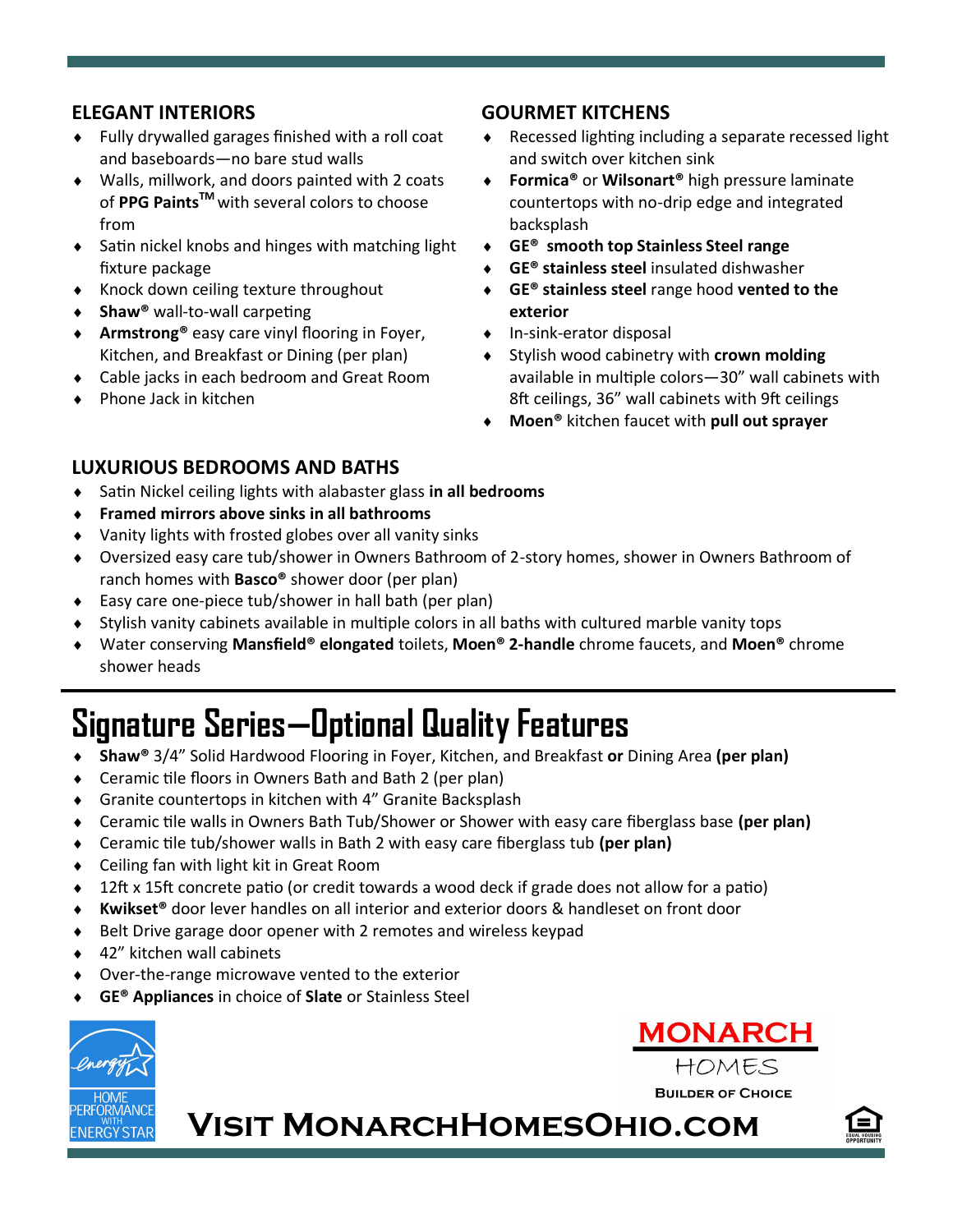## ELEGANT INTERIORS

- Fully drywalled garages finished with a roll coat and baseboards—no bare stud walls
- Walls, millwork, and doors painted with 2 coats of **PPG Paints™** with several colors to choose from
- Satin nickel knobs and hinges with matching light fixture package
- Knock down ceiling texture throughout
- **Shaw®** wall-to-wall carpeting
- **Armstrong®** easy care vinyl flooring in Foyer, Kitchen, and Breakfast or Dining (per plan)
- Cable jacks in each bedroom and Great Room
- Phone Jack in kitchen

## GOURMET KITCHENS

- Recessed lighting including a separate recessed light and switch over kitchen sink
- **Formica®** or **Wilsonart®** high pressure laminate countertops with no-drip edge and integrated backsplash
- **GE® smooth top Stainless Steel range**
- **GE® stainless steel** insulated dishwasher
- **GE® stainless steel** range hood **vented to the exterior**
- In-sink-erator disposal
- Stylish wood cabinetry with **crown molding** available in multiple colors—30" wall cabinets with 8ft ceilings, 36" wall cabinets with 9ft ceilings
- **Moen®** kitchen faucet with **pull out sprayer**

## LUXURIOUS BEDROOMS AND BATHS

- Satin Nickel ceiling lights with alabaster glass **in all bedrooms**
- **Framed mirrors above sinks in all bathrooms**
- Vanity lights with frosted globes over all vanity sinks
- Oversized easy care tub/shower in Owners Bathroom of 2-story homes, shower in Owners Bathroom of ranch homes with **Basco®** shower door (per plan)
- Easy care one-piece tub/shower in hall bath (per plan)
- Stylish vanity cabinets available in multiple colors in all baths with cultured marble vanity tops
- Water conserving **Mansfield® elongated** toilets, **Moen® 2-handle** chrome faucets, and **Moen®** chrome shower heads

# Signature Series—Optional Quality Features

- **Shaw®** 3/4" Solid Hardwood Flooring in Foyer, Kitchen, and Breakfast **or** Dining Area **(per plan)**
- Ceramic tile floors in Owners Bath and Bath 2 (per plan)
- Granite countertops in kitchen with 4" Granite Backsplash
- Ceramic tile walls in Owners Bath Tub/Shower or Shower with easy care fiberglass base **(per plan)**
- Ceramic tile tub/shower walls in Bath 2 with easy care fiberglass tub **(per plan)**
- Ceiling fan with light kit in Great Room
- 12ft x 15ft concrete patio (or credit towards a wood deck if grade does not allow for a patio)
- **Kwikset®** door lever handles on all interior and exterior doors & handleset on front door
- Belt Drive garage door opener with 2 remotes and wireless keypad
- 42" kitchen wall cabinets
- Over-the-range microwave vented to the exterior
- **GE® Appliances** in choice of **Slate** or Stainless Steel

HOME PERFORMANCE WITH ENERGY STAR

MONARCH HOMES

BUILDER OF CHOICE

**VISIT MONARCHHOMESOHIO.COM**

EQUAL HOUSING OPPORTUNITY